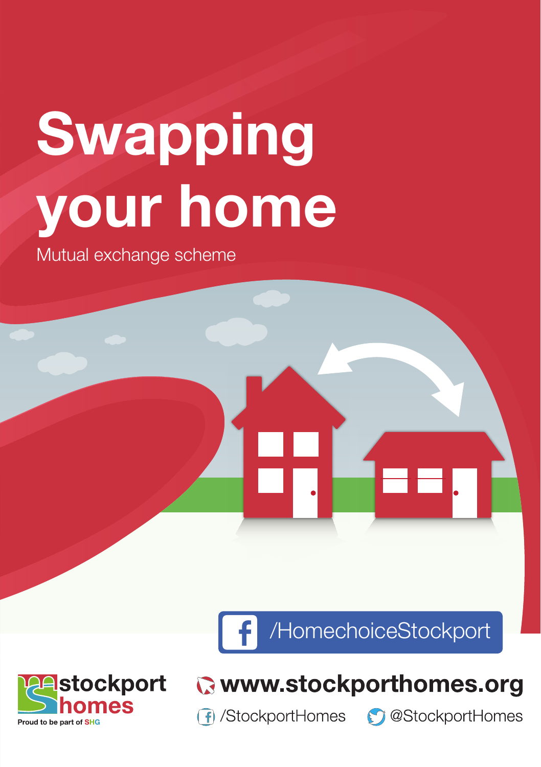# Swapping your home

Mutual exchange scheme

/HomechoiceStockport

stockport homes

Proud to be part of SHG

www.stockporthomes.org

/StockportHomes

@StockportHomes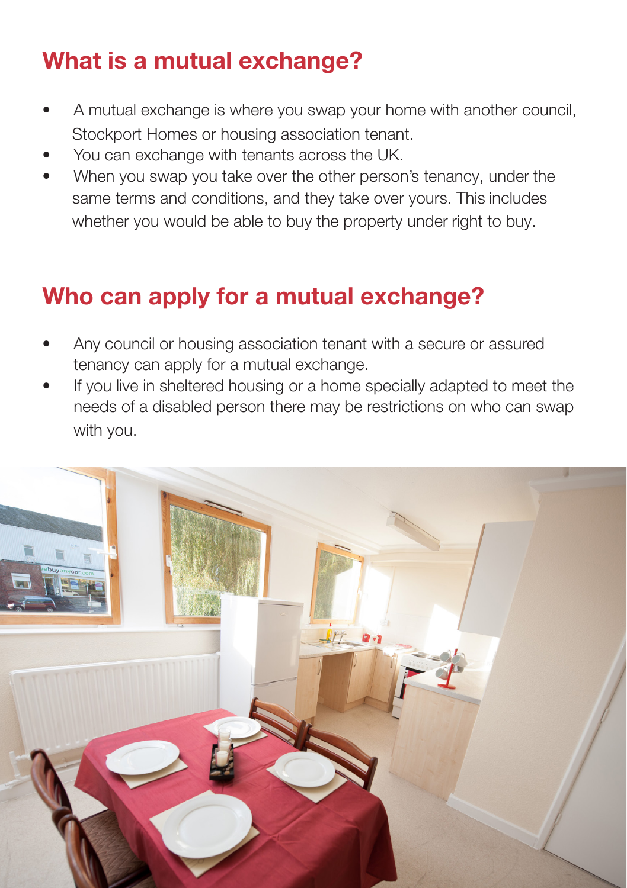## What is a mutual exchange?

- A mutual exchange is where you swap your home with another council, Stockport Homes or housing association tenant.
- You can exchange with tenants across the UK.
- When you swap you take over the other person's tenancy, under the same terms and conditions, and they take over yours. This includes whether you would be able to buy the property under right to buy.

## Who can apply for a mutual exchange?

- Any council or housing association tenant with a secure or assured tenancy can apply for a mutual exchange.
- If you live in sheltered housing or a home specially adapted to meet the needs of a disabled person there may be restrictions on who can swap with you.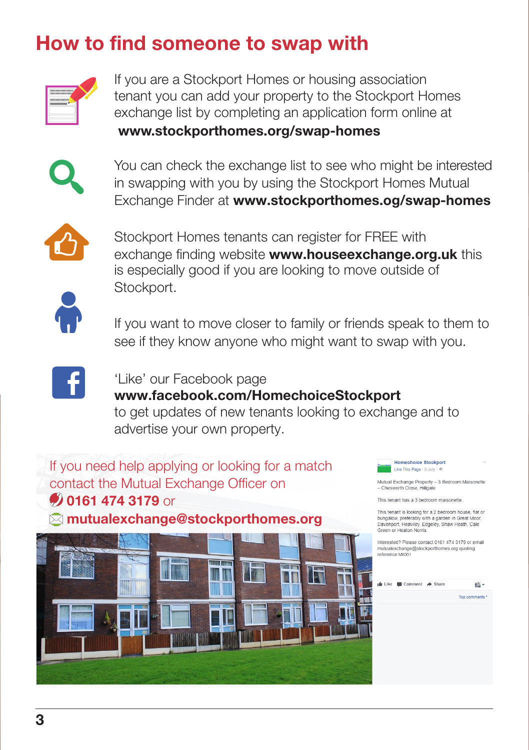# How to find someone to swap with

If you are a Stockport Homes or housing association tenant you can add your property to the Stockport Homes exchange list by completing an application form online at **www.stockporthomes.org/swap-homes**

You can check the exchange list to see who might be interested in swapping with you by using the Stockport Homes Mutual Exchange Finder at **www.stockporthomes.og/swap-homes**

Stockport Homes tenants can register for FREE with exchange finding website **www.houseexchange.org.uk** this is especially good if you are looking to move outside of Stockport.

If you want to move closer to family or friends speak to them to see if they know anyone who might want to swap with you.

'Like' our Facebook page **www.facebook.com/HomechoiceStockport** to get updates of new tenants looking to exchange and to advertise your own property.

If you need help applying or looking for a match contact the Mutual Exchange Officer on

**0161 474 3179** or

**mutualexchange@stockporthomes.org**

Homechoice Stockport
Like This Page · 3 July ·

Mutual Exchange Property – 3 Bedroom Maisonette – Chesworth Close, Hillgate

This tenant has a 3 bedroom maisonette.

This tenant is looking for a 2 bedroom house, flat or bungalow, preferably with a garden in Great Moor, Davenport, Heaviley, Edgeley, Shaw Heath, Cale Green or Heaton Norris.

Interested? Please contact 0161 474 3179 or email mutualexchange@stockporthomes.org quoting reference MX001

Like Comment Share

Top comments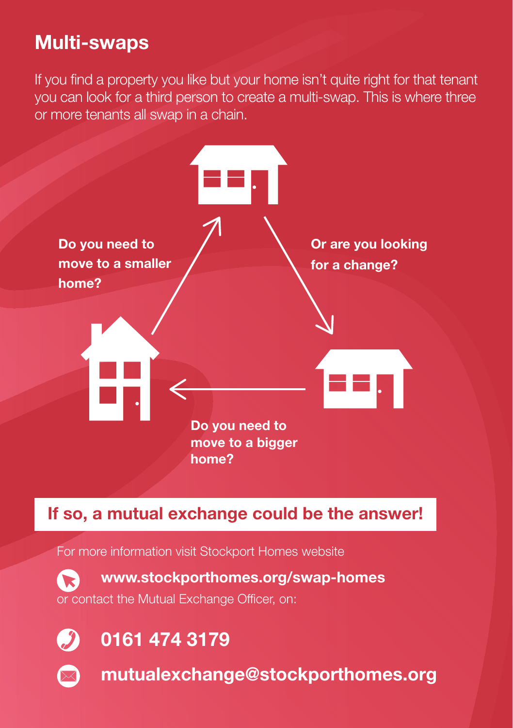## Multi-swaps

If you find a property you like but your home isn't quite right for that tenant you can look for a third person to create a multi-swap. This is where three or more tenants all swap in a chain.

**Do you need to move to a smaller home?**

**Or are you looking for a change?**

**Do you need to move to a bigger home?**

**If so, a mutual exchange could be the answer!**

For more information visit Stockport Homes website

**www.stockporthomes.org/swap-homes**

or contact the Mutual Exchange Officer, on:

**0161 474 3179**

**mutualexchange@stockporthomes.org**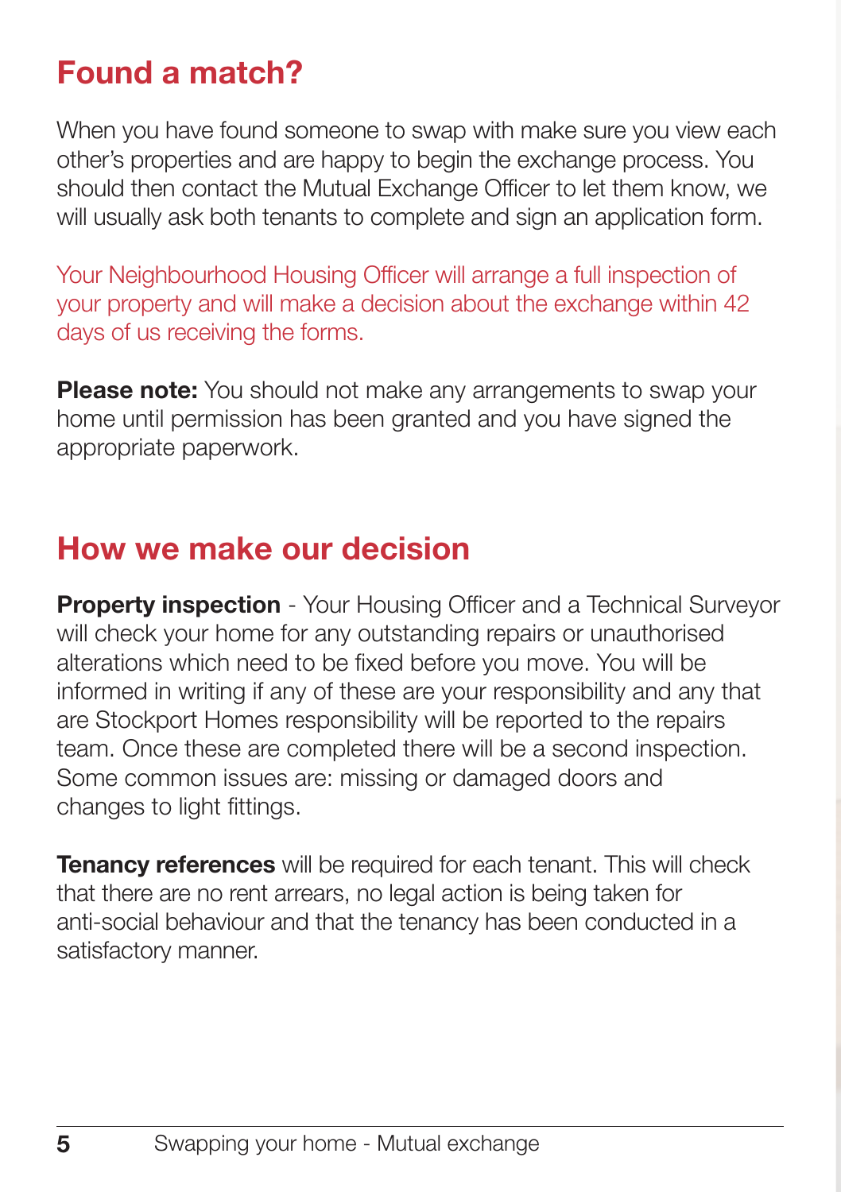## Found a match?

When you have found someone to swap with make sure you view each other's properties and are happy to begin the exchange process. You should then contact the Mutual Exchange Officer to let them know, we will usually ask both tenants to complete and sign an application form.

Your Neighbourhood Housing Officer will arrange a full inspection of your property and will make a decision about the exchange within 42 days of us receiving the forms.

**Please note:** You should not make any arrangements to swap your home until permission has been granted and you have signed the appropriate paperwork.

## How we make our decision

**Property inspection** - Your Housing Officer and a Technical Surveyor will check your home for any outstanding repairs or unauthorised alterations which need to be fixed before you move. You will be informed in writing if any of these are your responsibility and any that are Stockport Homes responsibility will be reported to the repairs team. Once these are completed there will be a second inspection. Some common issues are: missing or damaged doors and changes to light fittings.

**Tenancy references** will be required for each tenant. This will check that there are no rent arrears, no legal action is being taken for anti-social behaviour and that the tenancy has been conducted in a satisfactory manner.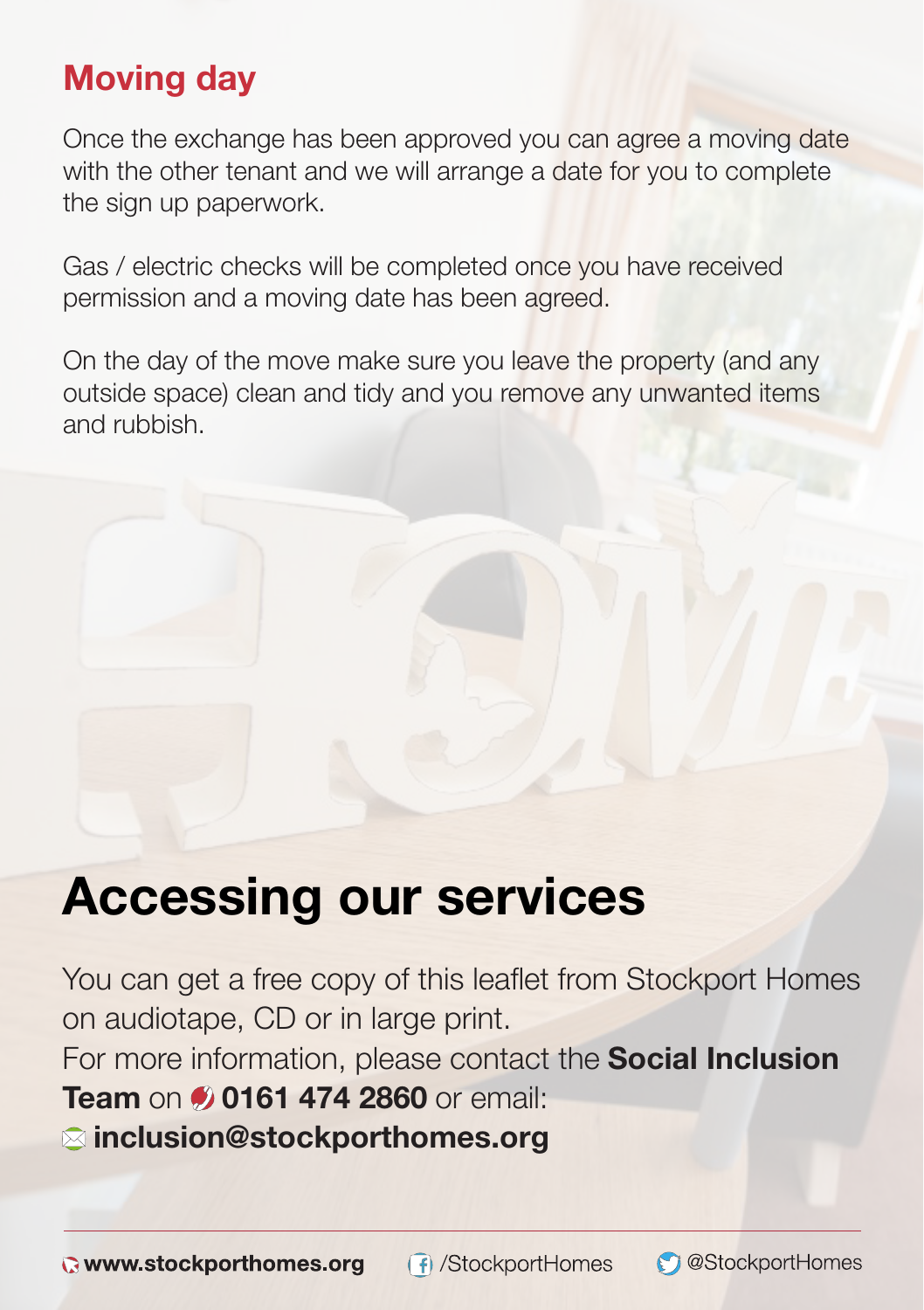## Moving day

Once the exchange has been approved you can agree a moving date with the other tenant and we will arrange a date for you to complete the sign up paperwork.

Gas / electric checks will be completed once you have received permission and a moving date has been agreed.

On the day of the move make sure you leave the property (and any outside space) clean and tidy and you remove any unwanted items and rubbish.

# Accessing our services

You can get a free copy of this leaflet from Stockport Homes on audiotape, CD or in large print.
For more information, please contact the **Social Inclusion Team** on **0161 474 2860** or email:
**inclusion@stockporthomes.org**

**www.stockporthomes.org** /StockportHomes @StockportHomes